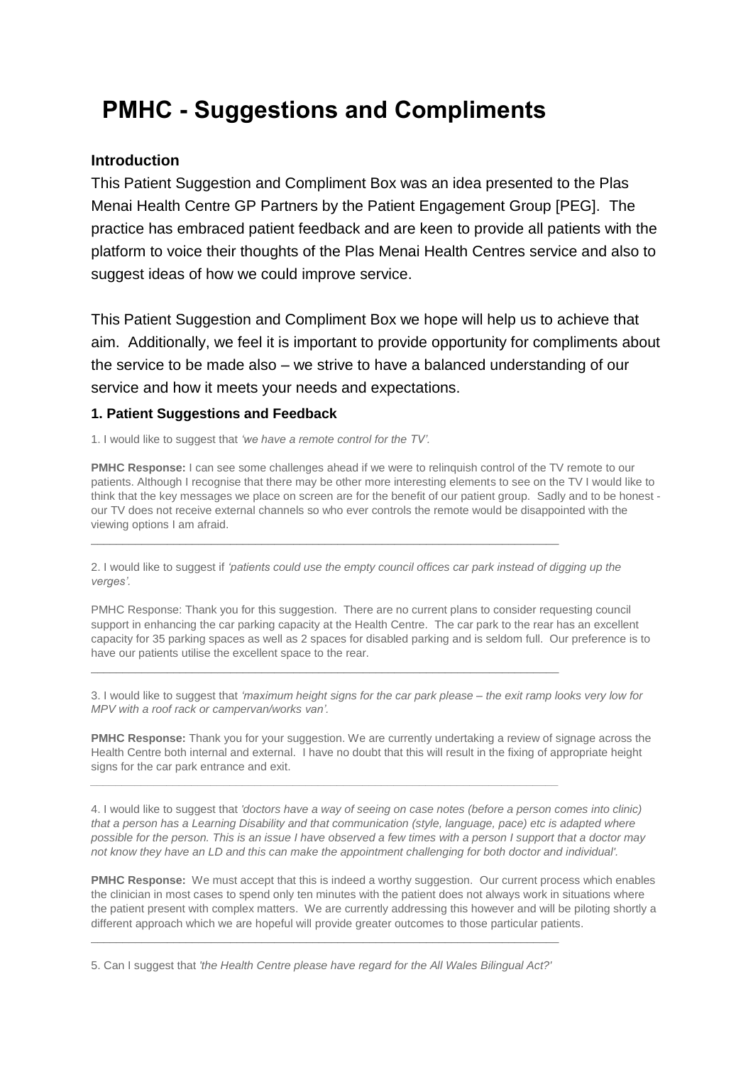# PMHC - Suggestions and Compliments

### Introduction

This Patient Suggestion and Compliment Box was an idea presented to the Plas Menai Health Centre GP Partners by the Patient Engagement Group [PEG]. The practice has embraced patient feedback and are keen to provide all patients with the platform to voice their thoughts of the Plas Menai Health Centres service and also to suggest ideas of how we could improve service.

This Patient Suggestion and Compliment Box we hope will help us to achieve that aim. Additionally, we feel it is important to provide opportunity for compliments about the service to be made also – we strive to have a balanced understanding of our service and how it meets your needs and expectations.

### 1. Patient Suggestions and Feedback

1. I would like to suggest that *'we have a remote control for the TV'.*

**PMHC Response:** I can see some challenges ahead if we were to relinquish control of the TV remote to our patients. Although I recognise that there may be other more interesting elements to see on the TV I would like to think that the key messages we place on screen are for the benefit of our patient group. Sadly and to be honest - our TV does not receive external channels so who ever controls the remote would be disappointed with the viewing options I am afraid.

---

2. I would like to suggest if *'patients could use the empty council offices car park instead of digging up the verges'.*

PMHC Response: Thank you for this suggestion. There are no current plans to consider requesting council support in enhancing the car parking capacity at the Health Centre. The car park to the rear has an excellent capacity for 35 parking spaces as well as 2 spaces for disabled parking and is seldom full. Our preference is to have our patients utilise the excellent space to the rear.

---

3. I would like to suggest that *'maximum height signs for the car park please – the exit ramp looks very low for MPV with a roof rack or campervan/works van'.*

**PMHC Response:** Thank you for your suggestion. We are currently undertaking a review of signage across the Health Centre both internal and external. I have no doubt that this will result in the fixing of appropriate height signs for the car park entrance and exit.

---

4. I would like to suggest that *'doctors have a way of seeing on case notes (before a person comes into clinic) that a person has a Learning Disability and that communication (style, language, pace) etc is adapted where possible for the person. This is an issue I have observed a few times with a person I support that a doctor may not know they have an LD and this can make the appointment challenging for both doctor and individual'.*

**PMHC Response:** We must accept that this is indeed a worthy suggestion. Our current process which enables the clinician in most cases to spend only ten minutes with the patient does not always work in situations where the patient present with complex matters. We are currently addressing this however and will be piloting shortly a different approach which we are hopeful will provide greater outcomes to those particular patients.

---

5. Can I suggest that *'the Health Centre please have regard for the All Wales Bilingual Act?'*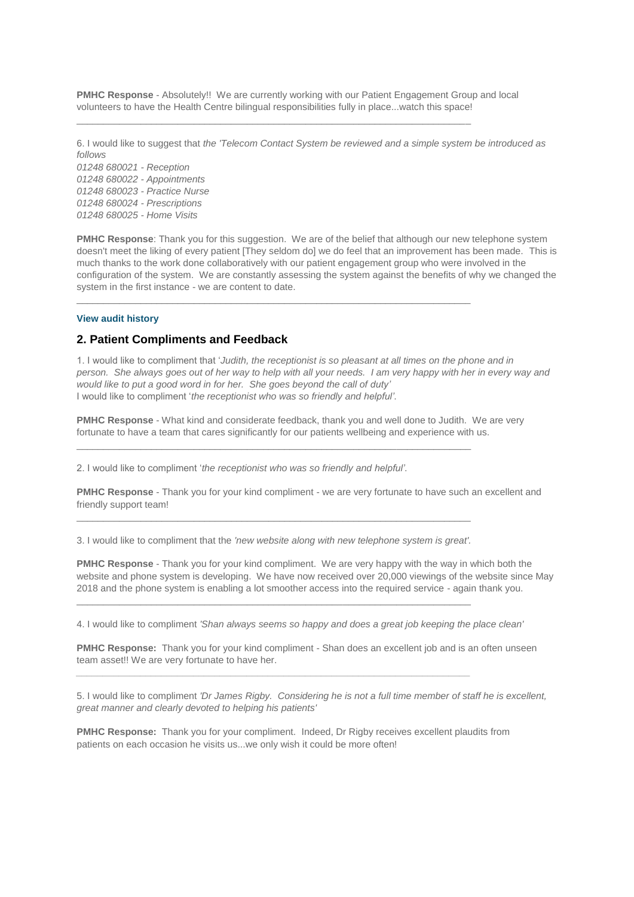**PMHC Response** - Absolutely!! We are currently working with our Patient Engagement Group and local volunteers to have the Health Centre bilingual responsibilities fully in place...watch this space!

---

6. I would like to suggest that *the 'Telecom Contact System be reviewed and a simple system be introduced as follows*
*01248 680021 - Reception*
*01248 680022 - Appointments*
*01248 680023 - Practice Nurse*
*01248 680024 - Prescriptions*
*01248 680025 - Home Visits*

**PMHC Response**: Thank you for this suggestion. We are of the belief that although our new telephone system doesn't meet the liking of every patient [They seldom do] we do feel that an improvement has been made. This is much thanks to the work done collaboratively with our patient engagement group who were involved in the configuration of the system. We are constantly assessing the system against the benefits of why we changed the system in the first instance - we are content to date.

---

**View audit history**

## 2. Patient Compliments and Feedback

1. I would like to compliment that '*Judith, the receptionist is so pleasant at all times on the phone and in person. She always goes out of her way to help with all your needs. I am very happy with her in every way and would like to put a good word in for her. She goes beyond the call of duty'*
I would like to compliment '*the receptionist who was so friendly and helpful'*.

**PMHC Response** - What kind and considerate feedback, thank you and well done to Judith. We are very fortunate to have a team that cares significantly for our patients wellbeing and experience with us.

---

2. I would like to compliment '*the receptionist who was so friendly and helpful'*.

**PMHC Response** - Thank you for your kind compliment - we are very fortunate to have such an excellent and friendly support team!

---

3. I would like to compliment that the *'new website along with new telephone system is great'*.

**PMHC Response** - Thank you for your kind compliment. We are very happy with the way in which both the website and phone system is developing. We have now received over 20,000 viewings of the website since May 2018 and the phone system is enabling a lot smoother access into the required service - again thank you.

---

4. I would like to compliment *'Shan always seems so happy and does a great job keeping the place clean'*

**PMHC Response:** Thank you for your kind compliment - Shan does an excellent job and is an often unseen team asset!! We are very fortunate to have her.

---

5. I would like to compliment *'Dr James Rigby. Considering he is not a full time member of staff he is excellent, great manner and clearly devoted to helping his patients'*

**PMHC Response:** Thank you for your compliment. Indeed, Dr Rigby receives excellent plaudits from patients on each occasion he visits us...we only wish it could be more often!